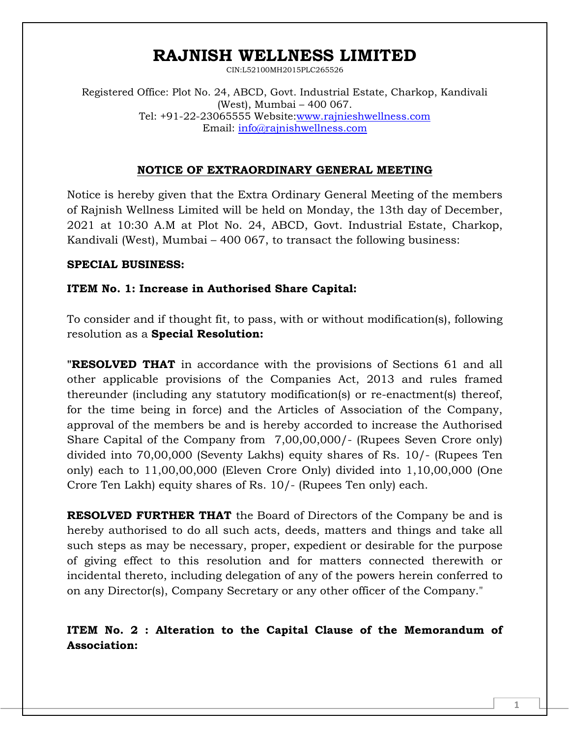# RAJNISH WELLNESS LIMITED

CIN:L52100MH2015PLC265526

Registered Office: Plot No. 24, ABCD, Govt. Industrial Estate, Charkop, Kandivali (West), Mumbai – 400 067.
Tel: +91-22-23065555 Website:www.rajnieshwellness.com
Email: info@rajnishwellness.com

## NOTICE OF EXTRAORDINARY GENERAL MEETING

Notice is hereby given that the Extra Ordinary General Meeting of the members of Rajnish Wellness Limited will be held on Monday, the 13th day of December, 2021 at 10:30 A.M at Plot No. 24, ABCD, Govt. Industrial Estate, Charkop, Kandivali (West), Mumbai – 400 067, to transact the following business:

**SPECIAL BUSINESS:**

**ITEM No. 1: Increase in Authorised Share Capital:**

To consider and if thought fit, to pass, with or without modification(s), following resolution as a **Special Resolution:**

"**RESOLVED THAT** in accordance with the provisions of Sections 61 and all other applicable provisions of the Companies Act, 2013 and rules framed thereunder (including any statutory modification(s) or re-enactment(s) thereof, for the time being in force) and the Articles of Association of the Company, approval of the members be and is hereby accorded to increase the Authorised Share Capital of the Company from 7,00,00,000/- (Rupees Seven Crore only) divided into 70,00,000 (Seventy Lakhs) equity shares of Rs. 10/- (Rupees Ten only) each to 11,00,00,000 (Eleven Crore Only) divided into 1,10,00,000 (One Crore Ten Lakh) equity shares of Rs. 10/- (Rupees Ten only) each.

**RESOLVED FURTHER THAT** the Board of Directors of the Company be and is hereby authorised to do all such acts, deeds, matters and things and take all such steps as may be necessary, proper, expedient or desirable for the purpose of giving effect to this resolution and for matters connected therewith or incidental thereto, including delegation of any of the powers herein conferred to on any Director(s), Company Secretary or any other officer of the Company."

**ITEM No. 2 : Alteration to the Capital Clause of the Memorandum of Association:**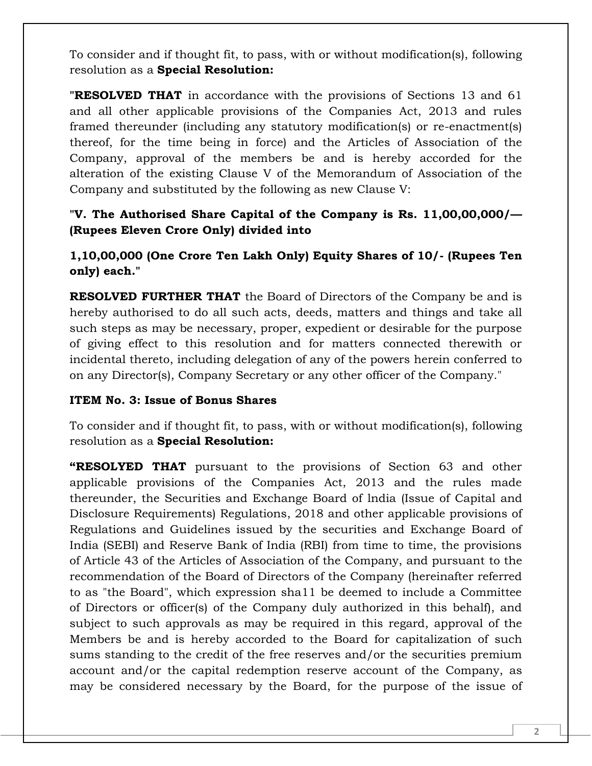To consider and if thought fit, to pass, with or without modification(s), following resolution as a **Special Resolution:**

"**RESOLVED THAT** in accordance with the provisions of Sections 13 and 61 and all other applicable provisions of the Companies Act, 2013 and rules framed thereunder (including any statutory modification(s) or re-enactment(s) thereof, for the time being in force) and the Articles of Association of the Company, approval of the members be and is hereby accorded for the alteration of the existing Clause V of the Memorandum of Association of the Company and substituted by the following as new Clause V:

"**V. The Authorised Share Capital of the Company is Rs. 11,00,00,000/— (Rupees Eleven Crore Only) divided into**

**1,10,00,000 (One Crore Ten Lakh Only) Equity Shares of 10/- (Rupees Ten only) each.**"

**RESOLVED FURTHER THAT** the Board of Directors of the Company be and is hereby authorised to do all such acts, deeds, matters and things and take all such steps as may be necessary, proper, expedient or desirable for the purpose of giving effect to this resolution and for matters connected therewith or incidental thereto, including delegation of any of the powers herein conferred to on any Director(s), Company Secretary or any other officer of the Company."

**ITEM No. 3: Issue of Bonus Shares**

To consider and if thought fit, to pass, with or without modification(s), following resolution as a **Special Resolution:**

**"RESOLYED THAT** pursuant to the provisions of Section 63 and other applicable provisions of the Companies Act, 2013 and the rules made thereunder, the Securities and Exchange Board of lndia (Issue of Capital and Disclosure Requirements) Regulations, 2018 and other applicable provisions of Regulations and Guidelines issued by the securities and Exchange Board of India (SEBI) and Reserve Bank of India (RBI) from time to time, the provisions of Article 43 of the Articles of Association of the Company, and pursuant to the recommendation of the Board of Directors of the Company (hereinafter referred to as "the Board", which expression sha11 be deemed to include a Committee of Directors or officer(s) of the Company duly authorized in this behalf), and subject to such approvals as may be required in this regard, approval of the Members be and is hereby accorded to the Board for capitalization of such sums standing to the credit of the free reserves and/or the securities premium account and/or the capital redemption reserve account of the Company, as may be considered necessary by the Board, for the purpose of the issue of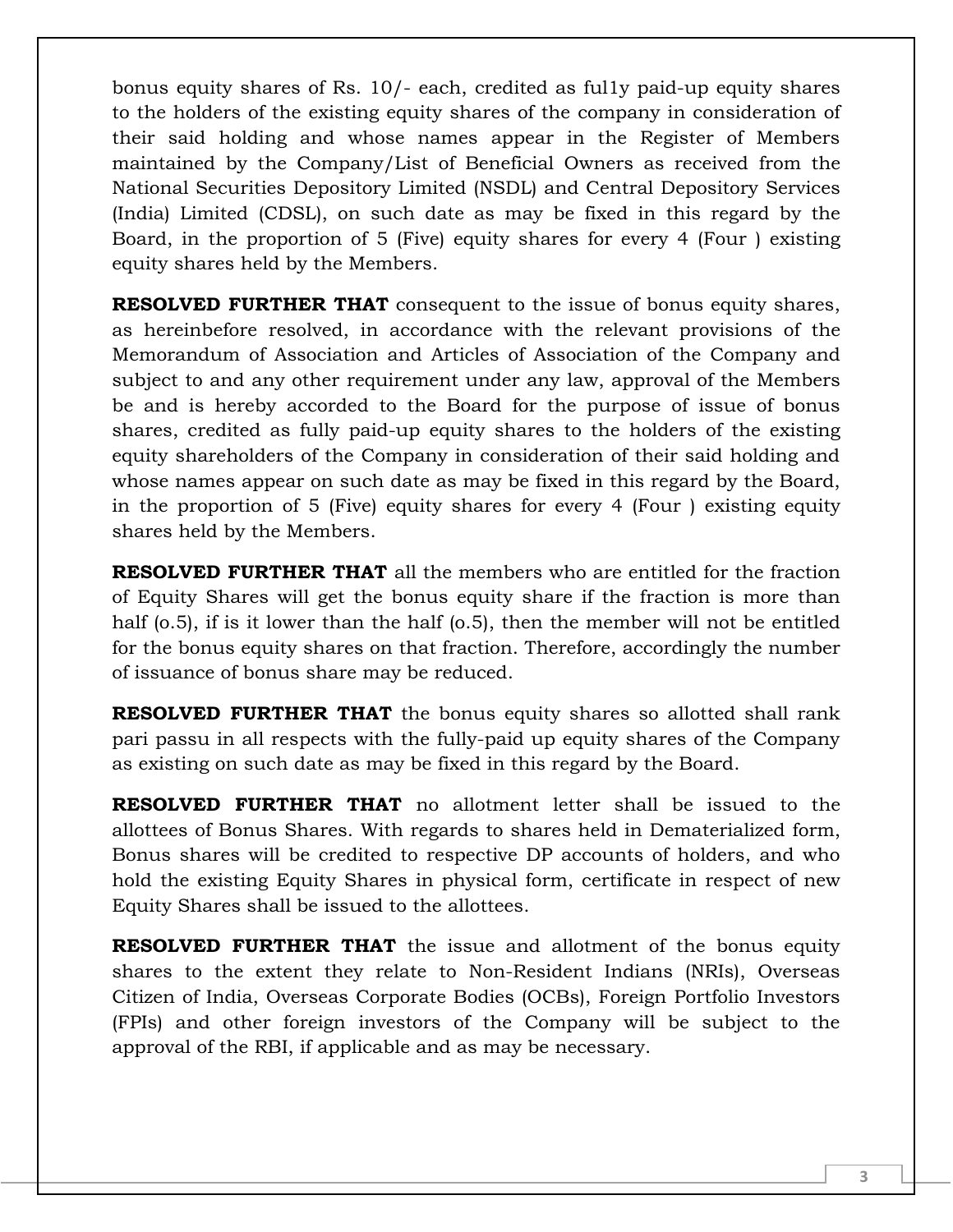bonus equity shares of Rs. 10/- each, credited as ful1y paid-up equity shares to the holders of the existing equity shares of the company in consideration of their said holding and whose names appear in the Register of Members maintained by the Company/List of Beneficial Owners as received from the National Securities Depository Limited (NSDL) and Central Depository Services (India) Limited (CDSL), on such date as may be fixed in this regard by the Board, in the proportion of 5 (Five) equity shares for every 4 (Four ) existing equity shares held by the Members.

**RESOLVED FURTHER THAT** consequent to the issue of bonus equity shares, as hereinbefore resolved, in accordance with the relevant provisions of the Memorandum of Association and Articles of Association of the Company and subject to and any other requirement under any law, approval of the Members be and is hereby accorded to the Board for the purpose of issue of bonus shares, credited as fully paid-up equity shares to the holders of the existing equity shareholders of the Company in consideration of their said holding and whose names appear on such date as may be fixed in this regard by the Board, in the proportion of 5 (Five) equity shares for every 4 (Four ) existing equity shares held by the Members.

**RESOLVED FURTHER THAT** all the members who are entitled for the fraction of Equity Shares will get the bonus equity share if the fraction is more than half (o.5), if is it lower than the half (o.5), then the member will not be entitled for the bonus equity shares on that fraction. Therefore, accordingly the number of issuance of bonus share may be reduced.

**RESOLVED FURTHER THAT** the bonus equity shares so allotted shall rank pari passu in all respects with the fully-paid up equity shares of the Company as existing on such date as may be fixed in this regard by the Board.

**RESOLVED FURTHER THAT** no allotment letter shall be issued to the allottees of Bonus Shares. With regards to shares held in Dematerialized form, Bonus shares will be credited to respective DP accounts of holders, and who hold the existing Equity Shares in physical form, certificate in respect of new Equity Shares shall be issued to the allottees.

**RESOLVED FURTHER THAT** the issue and allotment of the bonus equity shares to the extent they relate to Non-Resident Indians (NRIs), Overseas Citizen of India, Overseas Corporate Bodies (OCBs), Foreign Portfolio Investors (FPIs) and other foreign investors of the Company will be subject to the approval of the RBI, if applicable and as may be necessary.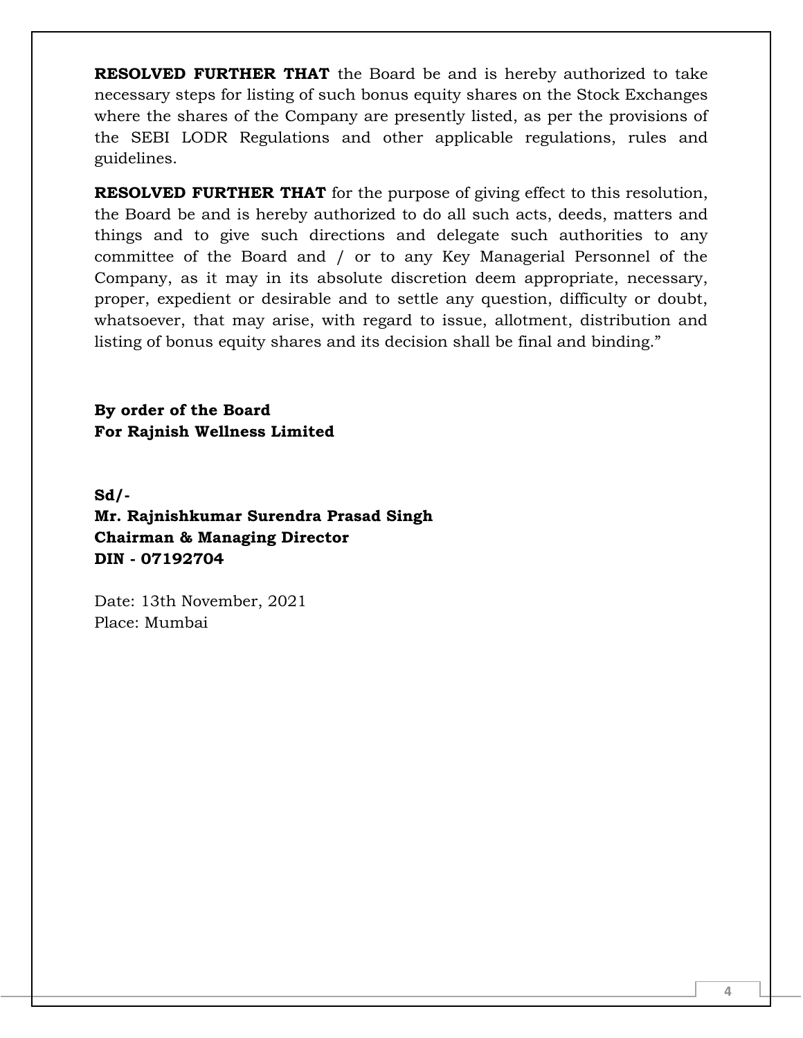**RESOLVED FURTHER THAT** the Board be and is hereby authorized to take necessary steps for listing of such bonus equity shares on the Stock Exchanges where the shares of the Company are presently listed, as per the provisions of the SEBI LODR Regulations and other applicable regulations, rules and guidelines.

**RESOLVED FURTHER THAT** for the purpose of giving effect to this resolution, the Board be and is hereby authorized to do all such acts, deeds, matters and things and to give such directions and delegate such authorities to any committee of the Board and / or to any Key Managerial Personnel of the Company, as it may in its absolute discretion deem appropriate, necessary, proper, expedient or desirable and to settle any question, difficulty or doubt, whatsoever, that may arise, with regard to issue, allotment, distribution and listing of bonus equity shares and its decision shall be final and binding."

**By order of the Board**
**For Rajnish Wellness Limited**

**Sd/-**
**Mr. Rajnishkumar Surendra Prasad Singh**
**Chairman & Managing Director**
**DIN - 07192704**

Date: 13th November, 2021
Place: Mumbai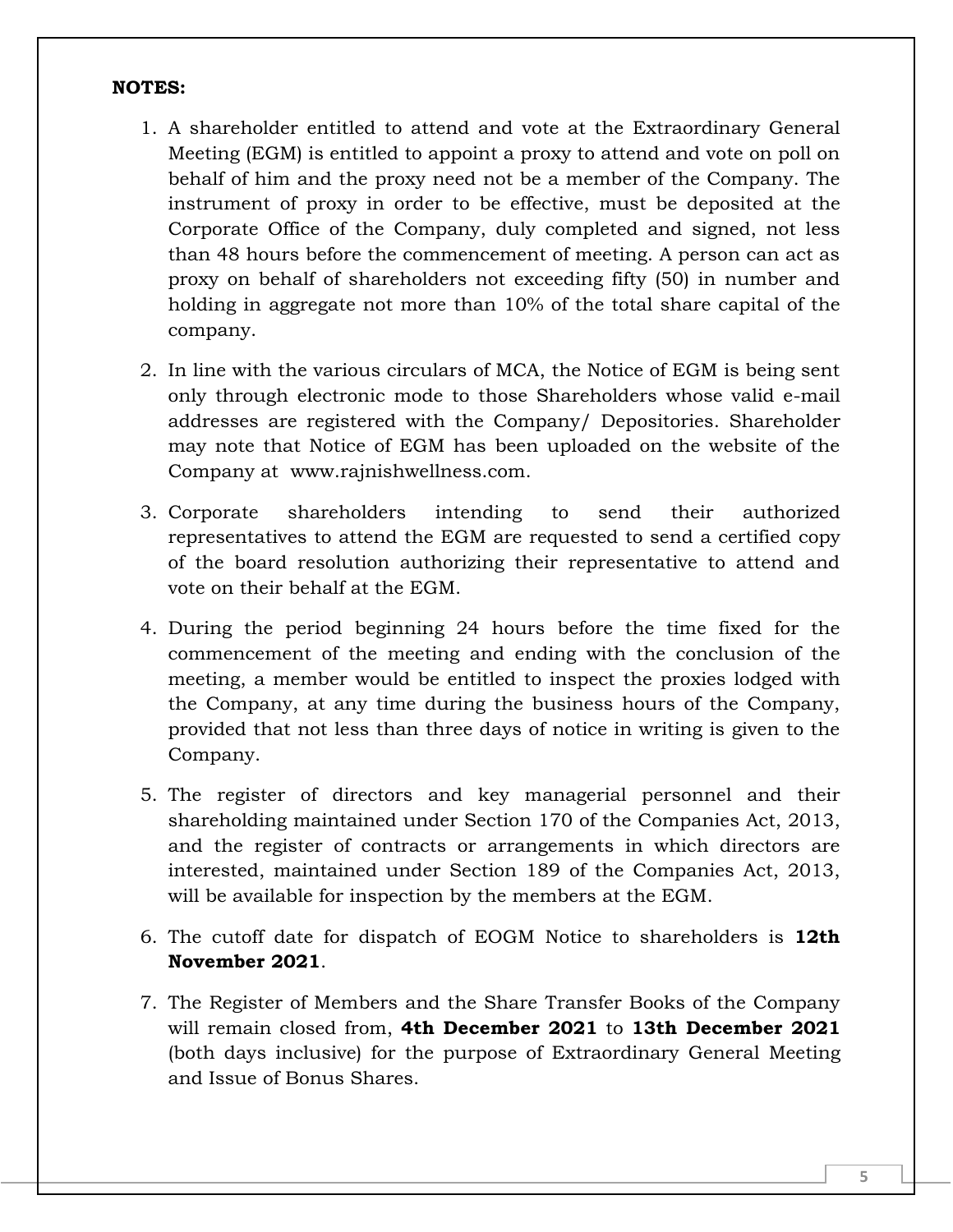**NOTES:**

1. A shareholder entitled to attend and vote at the Extraordinary General Meeting (EGM) is entitled to appoint a proxy to attend and vote on poll on behalf of him and the proxy need not be a member of the Company. The instrument of proxy in order to be effective, must be deposited at the Corporate Office of the Company, duly completed and signed, not less than 48 hours before the commencement of meeting. A person can act as proxy on behalf of shareholders not exceeding fifty (50) in number and holding in aggregate not more than 10% of the total share capital of the company.

2. In line with the various circulars of MCA, the Notice of EGM is being sent only through electronic mode to those Shareholders whose valid e-mail addresses are registered with the Company/ Depositories. Shareholder may note that Notice of EGM has been uploaded on the website of the Company at www.rajnishwellness.com.

3. Corporate shareholders intending to send their authorized representatives to attend the EGM are requested to send a certified copy of the board resolution authorizing their representative to attend and vote on their behalf at the EGM.

4. During the period beginning 24 hours before the time fixed for the commencement of the meeting and ending with the conclusion of the meeting, a member would be entitled to inspect the proxies lodged with the Company, at any time during the business hours of the Company, provided that not less than three days of notice in writing is given to the Company.

5. The register of directors and key managerial personnel and their shareholding maintained under Section 170 of the Companies Act, 2013, and the register of contracts or arrangements in which directors are interested, maintained under Section 189 of the Companies Act, 2013, will be available for inspection by the members at the EGM.

6. The cutoff date for dispatch of EOGM Notice to shareholders is **12th November 2021**.

7. The Register of Members and the Share Transfer Books of the Company will remain closed from, **4th December 2021** to **13th December 2021** (both days inclusive) for the purpose of Extraordinary General Meeting and Issue of Bonus Shares.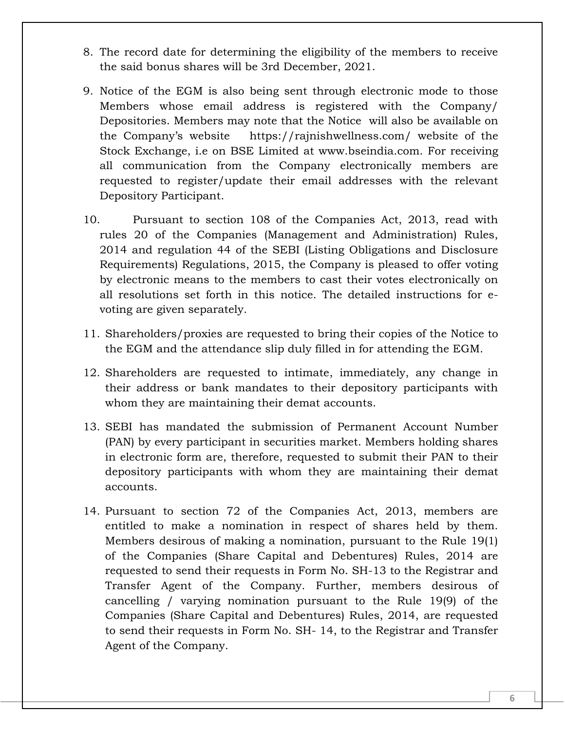8. The record date for determining the eligibility of the members to receive the said bonus shares will be 3rd December, 2021.

9. Notice of the EGM is also being sent through electronic mode to those Members whose email address is registered with the Company/ Depositories. Members may note that the Notice will also be available on the Company's website https://rajnishwellness.com/ website of the Stock Exchange, i.e on BSE Limited at www.bseindia.com. For receiving all communication from the Company electronically members are requested to register/update their email addresses with the relevant Depository Participant.

10. Pursuant to section 108 of the Companies Act, 2013, read with rules 20 of the Companies (Management and Administration) Rules, 2014 and regulation 44 of the SEBI (Listing Obligations and Disclosure Requirements) Regulations, 2015, the Company is pleased to offer voting by electronic means to the members to cast their votes electronically on all resolutions set forth in this notice. The detailed instructions for e-voting are given separately.

11. Shareholders/proxies are requested to bring their copies of the Notice to the EGM and the attendance slip duly filled in for attending the EGM.

12. Shareholders are requested to intimate, immediately, any change in their address or bank mandates to their depository participants with whom they are maintaining their demat accounts.

13. SEBI has mandated the submission of Permanent Account Number (PAN) by every participant in securities market. Members holding shares in electronic form are, therefore, requested to submit their PAN to their depository participants with whom they are maintaining their demat accounts.

14. Pursuant to section 72 of the Companies Act, 2013, members are entitled to make a nomination in respect of shares held by them. Members desirous of making a nomination, pursuant to the Rule 19(1) of the Companies (Share Capital and Debentures) Rules, 2014 are requested to send their requests in Form No. SH-13 to the Registrar and Transfer Agent of the Company. Further, members desirous of cancelling / varying nomination pursuant to the Rule 19(9) of the Companies (Share Capital and Debentures) Rules, 2014, are requested to send their requests in Form No. SH- 14, to the Registrar and Transfer Agent of the Company.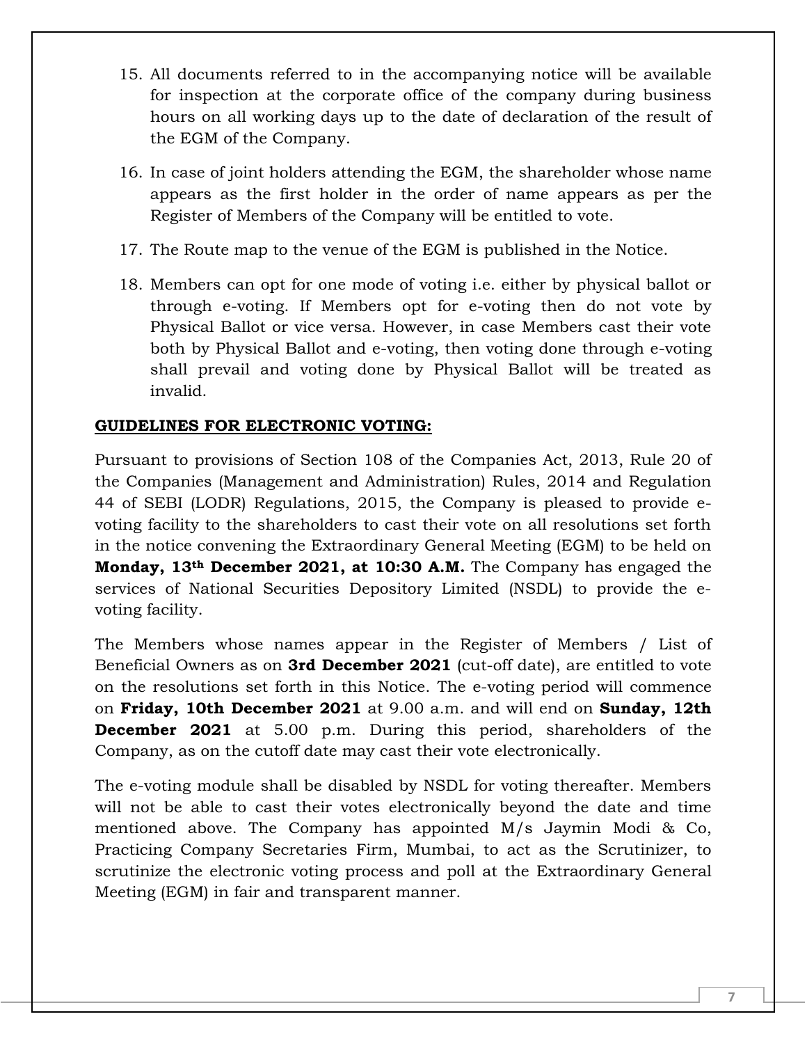15. All documents referred to in the accompanying notice will be available for inspection at the corporate office of the company during business hours on all working days up to the date of declaration of the result of the EGM of the Company.

16. In case of joint holders attending the EGM, the shareholder whose name appears as the first holder in the order of name appears as per the Register of Members of the Company will be entitled to vote.

17. The Route map to the venue of the EGM is published in the Notice.

18. Members can opt for one mode of voting i.e. either by physical ballot or through e-voting. If Members opt for e-voting then do not vote by Physical Ballot or vice versa. However, in case Members cast their vote both by Physical Ballot and e-voting, then voting done through e-voting shall prevail and voting done by Physical Ballot will be treated as invalid.

**GUIDELINES FOR ELECTRONIC VOTING:**

Pursuant to provisions of Section 108 of the Companies Act, 2013, Rule 20 of the Companies (Management and Administration) Rules, 2014 and Regulation 44 of SEBI (LODR) Regulations, 2015, the Company is pleased to provide e-voting facility to the shareholders to cast their vote on all resolutions set forth in the notice convening the Extraordinary General Meeting (EGM) to be held on **Monday, 13th December 2021, at 10:30 A.M.** The Company has engaged the services of National Securities Depository Limited (NSDL) to provide the e-voting facility.

The Members whose names appear in the Register of Members / List of Beneficial Owners as on **3rd December 2021** (cut-off date), are entitled to vote on the resolutions set forth in this Notice. The e-voting period will commence on **Friday, 10th December 2021** at 9.00 a.m. and will end on **Sunday, 12th December 2021** at 5.00 p.m. During this period, shareholders of the Company, as on the cutoff date may cast their vote electronically.

The e-voting module shall be disabled by NSDL for voting thereafter. Members will not be able to cast their votes electronically beyond the date and time mentioned above. The Company has appointed M/s Jaymin Modi & Co, Practicing Company Secretaries Firm, Mumbai, to act as the Scrutinizer, to scrutinize the electronic voting process and poll at the Extraordinary General Meeting (EGM) in fair and transparent manner.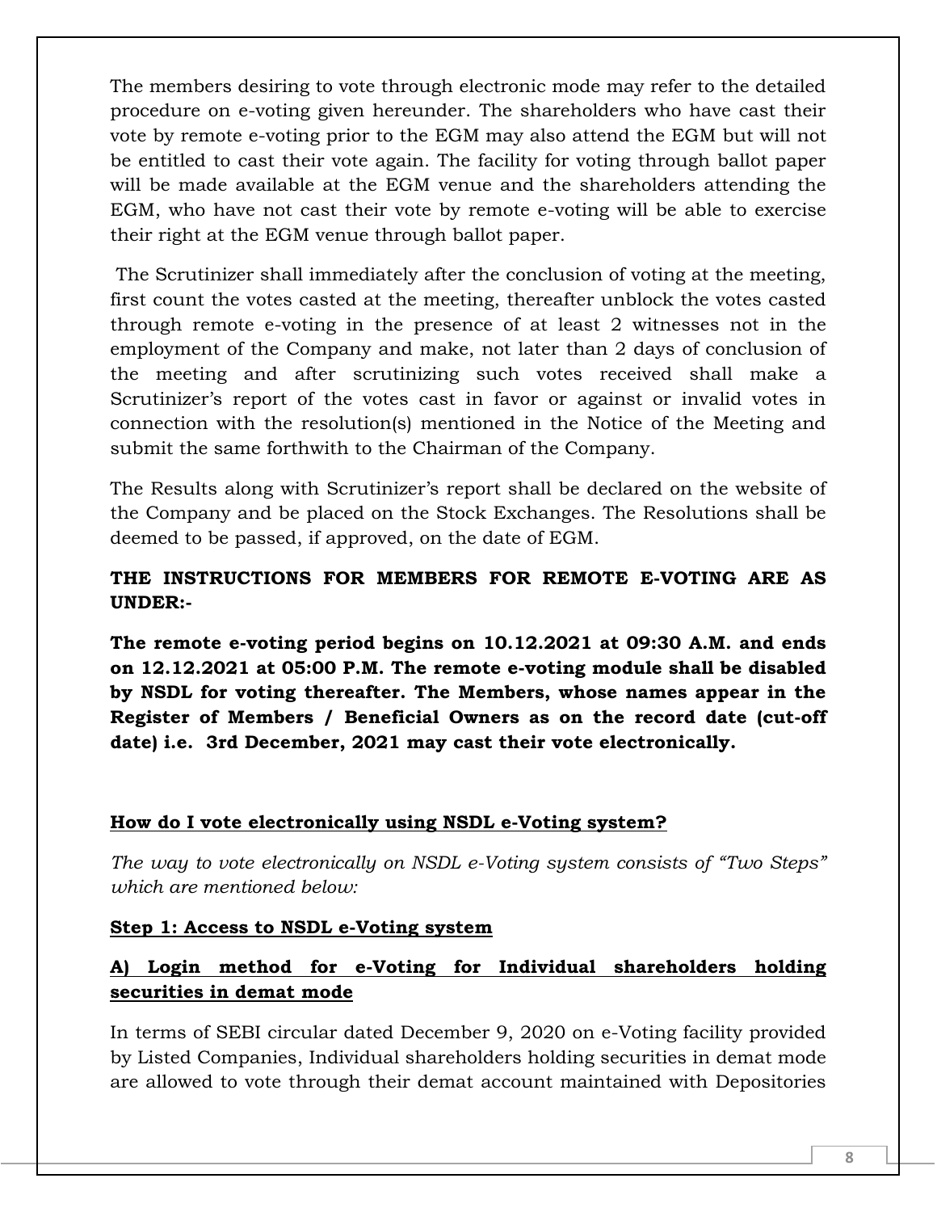The members desiring to vote through electronic mode may refer to the detailed procedure on e-voting given hereunder. The shareholders who have cast their vote by remote e-voting prior to the EGM may also attend the EGM but will not be entitled to cast their vote again. The facility for voting through ballot paper will be made available at the EGM venue and the shareholders attending the EGM, who have not cast their vote by remote e-voting will be able to exercise their right at the EGM venue through ballot paper.

The Scrutinizer shall immediately after the conclusion of voting at the meeting, first count the votes casted at the meeting, thereafter unblock the votes casted through remote e-voting in the presence of at least 2 witnesses not in the employment of the Company and make, not later than 2 days of conclusion of the meeting and after scrutinizing such votes received shall make a Scrutinizer's report of the votes cast in favor or against or invalid votes in connection with the resolution(s) mentioned in the Notice of the Meeting and submit the same forthwith to the Chairman of the Company.

The Results along with Scrutinizer's report shall be declared on the website of the Company and be placed on the Stock Exchanges. The Resolutions shall be deemed to be passed, if approved, on the date of EGM.

**THE INSTRUCTIONS FOR MEMBERS FOR REMOTE E-VOTING ARE AS UNDER:-**

**The remote e-voting period begins on 10.12.2021 at 09:30 A.M. and ends on 12.12.2021 at 05:00 P.M. The remote e-voting module shall be disabled by NSDL for voting thereafter. The Members, whose names appear in the Register of Members / Beneficial Owners as on the record date (cut-off date) i.e. 3rd December, 2021 may cast their vote electronically.**

**How do I vote electronically using NSDL e-Voting system?**

*The way to vote electronically on NSDL e-Voting system consists of "Two Steps" which are mentioned below:*

**Step 1: Access to NSDL e-Voting system**

**A) Login method for e-Voting for Individual shareholders holding securities in demat mode**

In terms of SEBI circular dated December 9, 2020 on e-Voting facility provided by Listed Companies, Individual shareholders holding securities in demat mode are allowed to vote through their demat account maintained with Depositories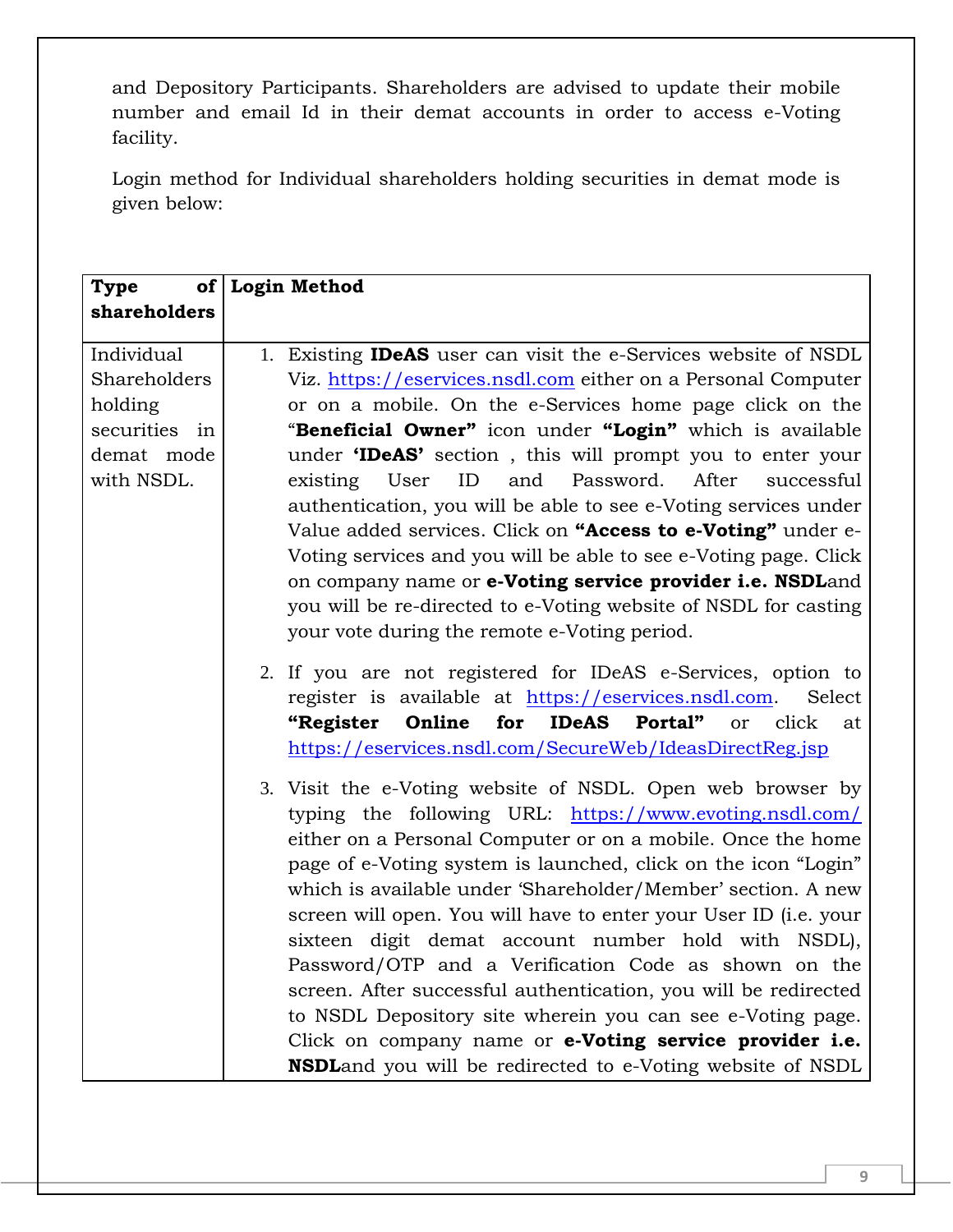and Depository Participants. Shareholders are advised to update their mobile number and email Id in their demat accounts in order to access e-Voting facility.

Login method for Individual shareholders holding securities in demat mode is given below:

| **Type of shareholders** | **Login Method** |
|---|---|
| Individual Shareholders holding securities in demat mode with NSDL. | 1. Existing **IDeAS** user can visit the e-Services website of NSDL Viz. https://eservices.nsdl.com either on a Personal Computer or on a mobile. On the e-Services home page click on the "**Beneficial Owner"** icon under **"Login"** which is available under **'IDeAS'** section , this will prompt you to enter your existing User ID and Password. After successful authentication, you will be able to see e-Voting services under Value added services. Click on **"Access to e-Voting"** under e-Voting services and you will be able to see e-Voting page. Click on company name or **e-Voting service provider i.e. NSDL**and you will be re-directed to e-Voting website of NSDL for casting your vote during the remote e-Voting period.<br><br>2. If you are not registered for IDeAS e-Services, option to register is available at https://eservices.nsdl.com. Select **"Register Online for IDeAS Portal"** or click at https://eservices.nsdl.com/SecureWeb/IdeasDirectReg.jsp<br><br>3. Visit the e-Voting website of NSDL. Open web browser by typing the following URL: https://www.evoting.nsdl.com/ either on a Personal Computer or on a mobile. Once the home page of e-Voting system is launched, click on the icon "Login" which is available under 'Shareholder/Member' section. A new screen will open. You will have to enter your User ID (i.e. your sixteen digit demat account number hold with NSDL), Password/OTP and a Verification Code as shown on the screen. After successful authentication, you will be redirected to NSDL Depository site wherein you can see e-Voting page. Click on company name or **e-Voting service provider i.e. NSDL**and you will be redirected to e-Voting website of NSDL |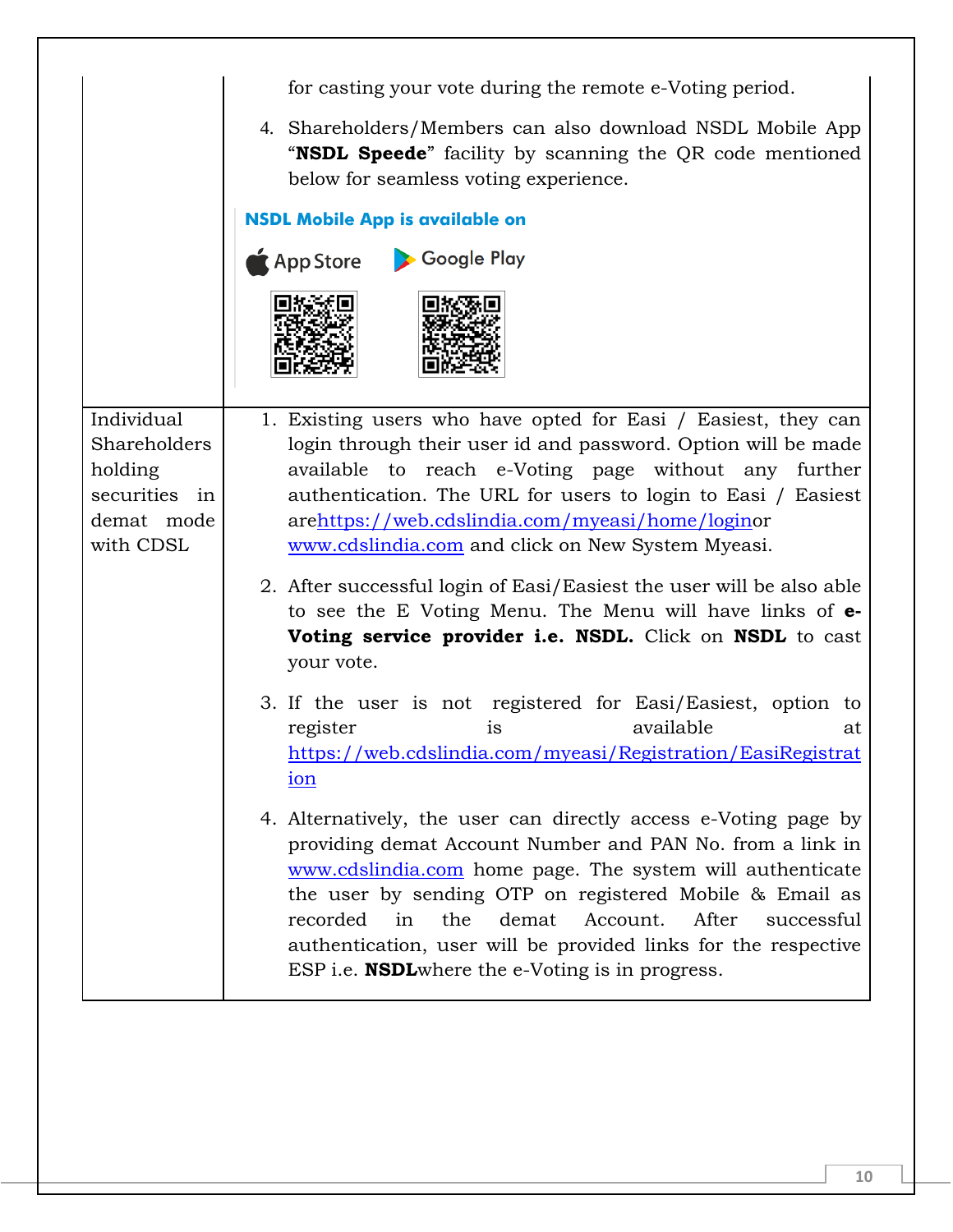| | |
|---|---|
| | for casting your vote during the remote e-Voting period.<br><br>4. Shareholders/Members can also download NSDL Mobile App "**NSDL Speede**" facility by scanning the QR code mentioned below for seamless voting experience.<br><br>**NSDL Mobile App is available on**<br><br>App Store     Google Play |
| Individual Shareholders holding securities in demat mode with CDSL | 1. Existing users who have opted for Easi / Easiest, they can login through their user id and password. Option will be made available to reach e-Voting page without any further authentication. The URL for users to login to Easi / Easiest arehttps://web.cdslindia.com/myeasi/home/loginor www.cdslindia.com and click on New System Myeasi.<br><br>2. After successful login of Easi/Easiest the user will be also able to see the E Voting Menu. The Menu will have links of **e-Voting service provider i.e. NSDL.** Click on **NSDL** to cast your vote.<br><br>3. If the user is not registered for Easi/Easiest, option to register is available at https://web.cdslindia.com/myeasi/Registration/EasiRegistration<br><br>4. Alternatively, the user can directly access e-Voting page by providing demat Account Number and PAN No. from a link in www.cdslindia.com home page. The system will authenticate the user by sending OTP on registered Mobile & Email as recorded in the demat Account. After successful authentication, user will be provided links for the respective ESP i.e. **NSDL**where the e-Voting is in progress. |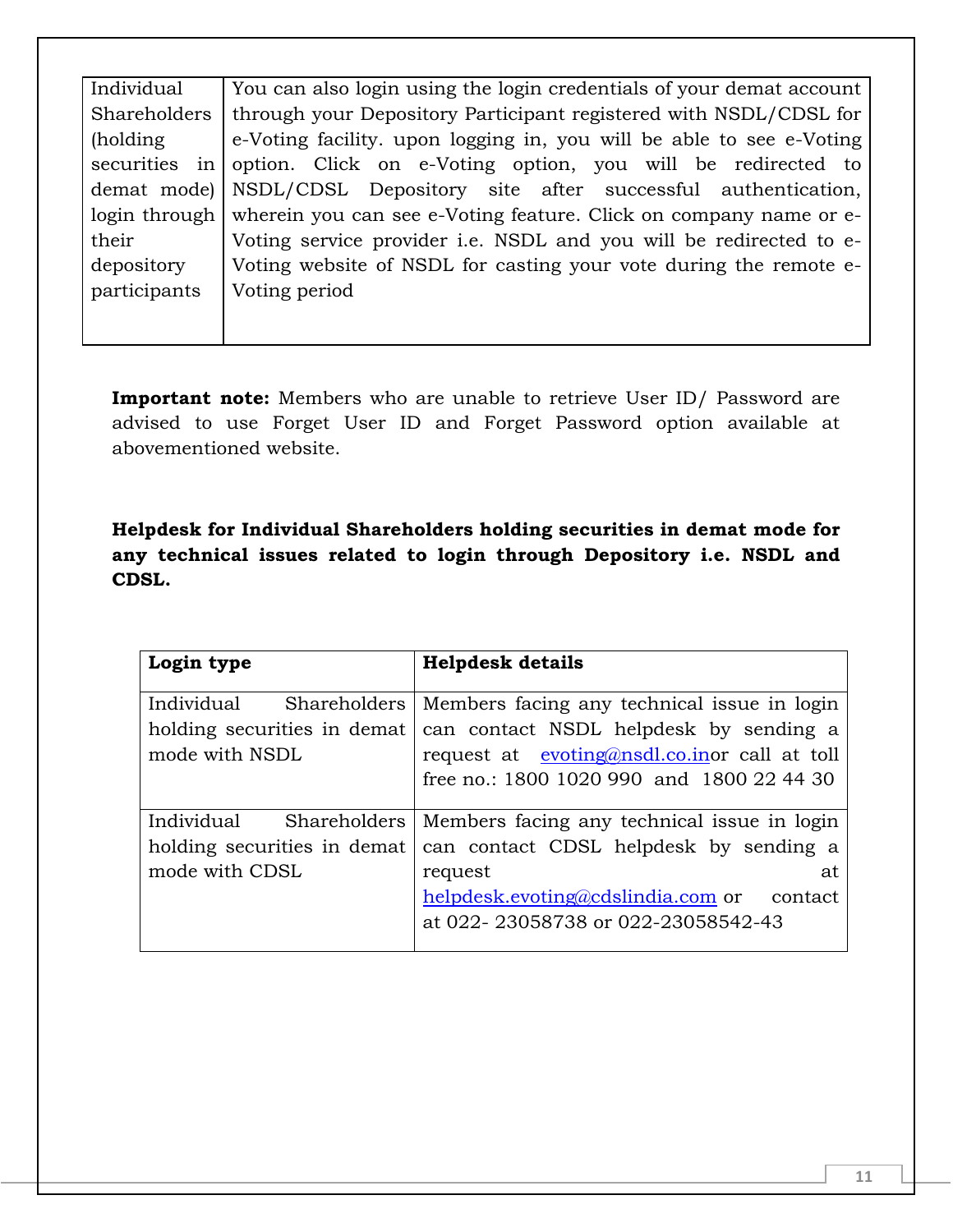| Individual Shareholders (holding securities in demat mode) login through their depository participants | You can also login using the login credentials of your demat account through your Depository Participant registered with NSDL/CDSL for e-Voting facility. upon logging in, you will be able to see e-Voting option. Click on e-Voting option, you will be redirected to NSDL/CDSL Depository site after successful authentication, wherein you can see e-Voting feature. Click on company name or e-Voting service provider i.e. NSDL and you will be redirected to e-Voting website of NSDL for casting your vote during the remote e-Voting period |
|---|---|

**Important note:** Members who are unable to retrieve User ID/ Password are advised to use Forget User ID and Forget Password option available at abovementioned website.

**Helpdesk for Individual Shareholders holding securities in demat mode for any technical issues related to login through Depository i.e. NSDL and CDSL.**

| **Login type** | **Helpdesk details** |
|---|---|
| Individual Shareholders holding securities in demat mode with NSDL | Members facing any technical issue in login can contact NSDL helpdesk by sending a request at evoting@nsdl.co.inor call at toll free no.: 1800 1020 990 and 1800 22 44 30 |
| Individual Shareholders holding securities in demat mode with CDSL | Members facing any technical issue in login can contact CDSL helpdesk by sending a request at helpdesk.evoting@cdslindia.com or contact at 022- 23058738 or 022-23058542-43 |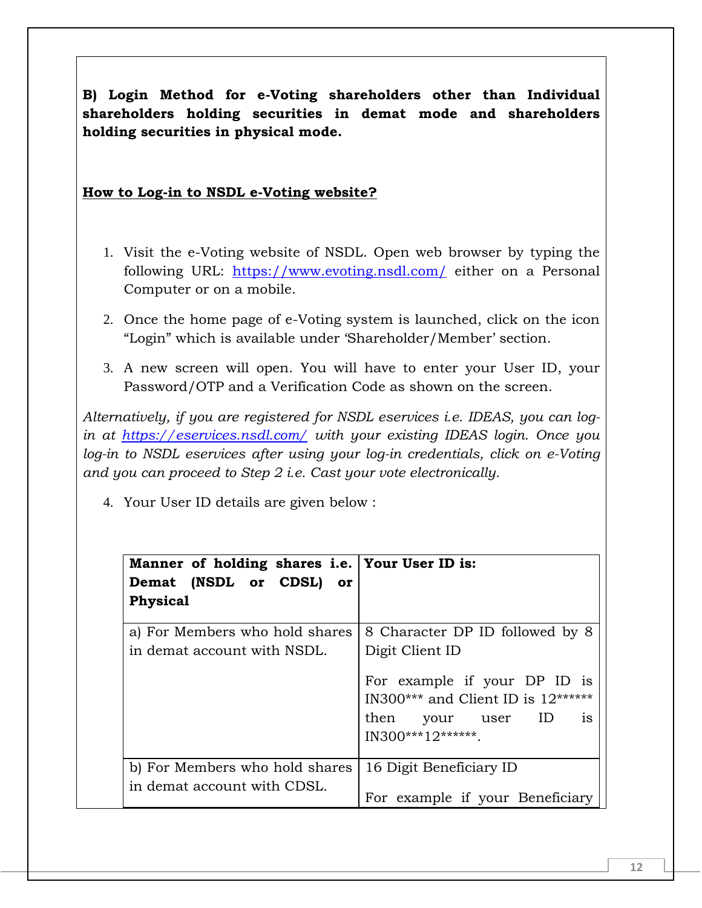**B) Login Method for e-Voting shareholders other than Individual shareholders holding securities in demat mode and shareholders holding securities in physical mode.**

**<u>How to Log-in to NSDL e-Voting website?</u>**

1. Visit the e-Voting website of NSDL. Open web browser by typing the following URL: https://www.evoting.nsdl.com/ either on a Personal Computer or on a mobile.
2. Once the home page of e-Voting system is launched, click on the icon "Login" which is available under 'Shareholder/Member' section.
3. A new screen will open. You will have to enter your User ID, your Password/OTP and a Verification Code as shown on the screen.

*Alternatively, if you are registered for NSDL eservices i.e. IDEAS, you can log-in at https://eservices.nsdl.com/ with your existing IDEAS login. Once you log-in to NSDL eservices after using your log-in credentials, click on e-Voting and you can proceed to Step 2 i.e. Cast your vote electronically.*

4. Your User ID details are given below :

| **Manner of holding shares i.e. Demat (NSDL or CDSL) or Physical** | **Your User ID is:** |
|---|---|
| a) For Members who hold shares in demat account with NSDL. | 8 Character DP ID followed by 8 Digit Client ID<br><br>For example if your DP ID is IN300*** and Client ID is 12****** then your user ID is IN300***12******. |
| b) For Members who hold shares in demat account with CDSL. | 16 Digit Beneficiary ID<br><br>For example if your Beneficiary |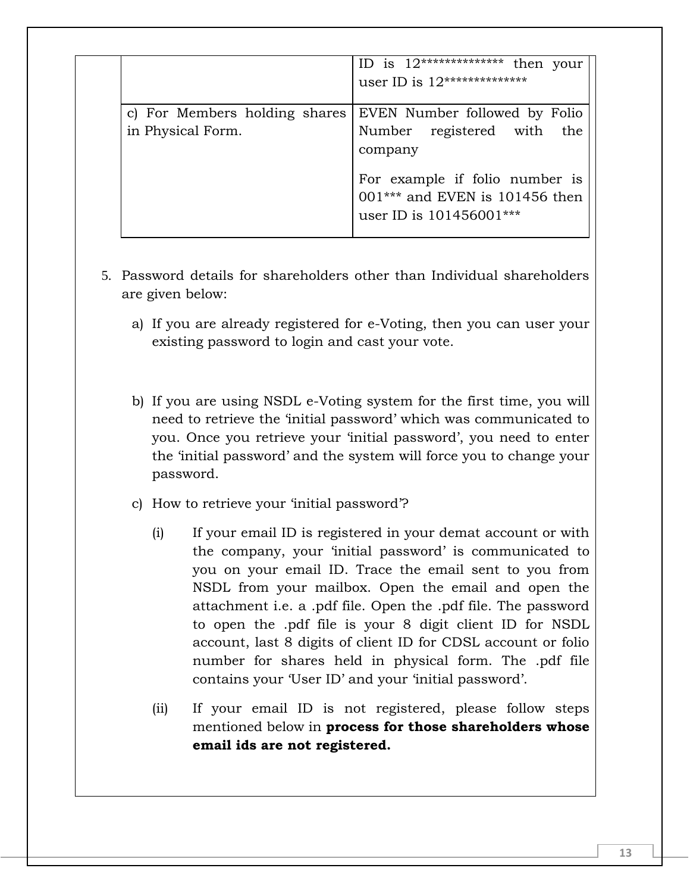| | |
|---|---|
| | ID is 12************** then your user ID is 12************** |
| c) For Members holding shares in Physical Form. | EVEN Number followed by Folio Number registered with the company<br><br>For example if folio number is 001*** and EVEN is 101456 then user ID is 101456001*** |

5. Password details for shareholders other than Individual shareholders are given below:

   a) If you are already registered for e-Voting, then you can user your existing password to login and cast your vote.

   b) If you are using NSDL e-Voting system for the first time, you will need to retrieve the 'initial password' which was communicated to you. Once you retrieve your 'initial password', you need to enter the 'initial password' and the system will force you to change your password.

   c) How to retrieve your 'initial password'?

      (i) If your email ID is registered in your demat account or with the company, your 'initial password' is communicated to you on your email ID. Trace the email sent to you from NSDL from your mailbox. Open the email and open the attachment i.e. a .pdf file. Open the .pdf file. The password to open the .pdf file is your 8 digit client ID for NSDL account, last 8 digits of client ID for CDSL account or folio number for shares held in physical form. The .pdf file contains your 'User ID' and your 'initial password'.

      (ii) If your email ID is not registered, please follow steps mentioned below in **process for those shareholders whose email ids are not registered.**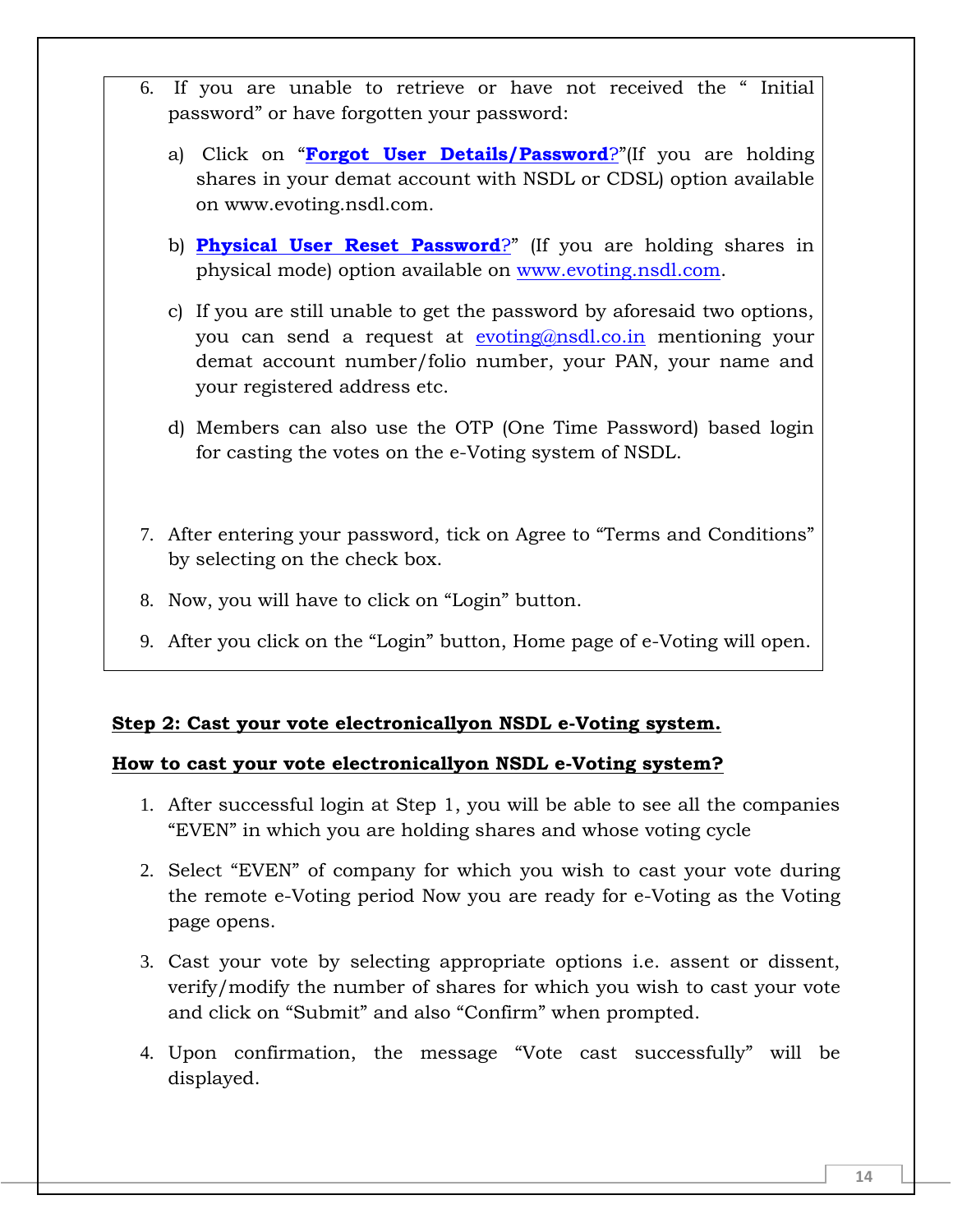6. If you are unable to retrieve or have not received the " Initial password" or have forgotten your password:

   a) Click on "**Forgot User Details/Password**?"(If you are holding shares in your demat account with NSDL or CDSL) option available on www.evoting.nsdl.com.

   b) **Physical User Reset Password**?" (If you are holding shares in physical mode) option available on www.evoting.nsdl.com.

   c) If you are still unable to get the password by aforesaid two options, you can send a request at evoting@nsdl.co.in mentioning your demat account number/folio number, your PAN, your name and your registered address etc.

   d) Members can also use the OTP (One Time Password) based login for casting the votes on the e-Voting system of NSDL.

7. After entering your password, tick on Agree to "Terms and Conditions" by selecting on the check box.

8. Now, you will have to click on "Login" button.

9. After you click on the "Login" button, Home page of e-Voting will open.

**Step 2: Cast your vote electronicallyon NSDL e-Voting system.**

**How to cast your vote electronicallyon NSDL e-Voting system?**

1. After successful login at Step 1, you will be able to see all the companies "EVEN" in which you are holding shares and whose voting cycle

2. Select "EVEN" of company for which you wish to cast your vote during the remote e-Voting period Now you are ready for e-Voting as the Voting page opens.

3. Cast your vote by selecting appropriate options i.e. assent or dissent, verify/modify the number of shares for which you wish to cast your vote and click on "Submit" and also "Confirm" when prompted.

4. Upon confirmation, the message "Vote cast successfully" will be displayed.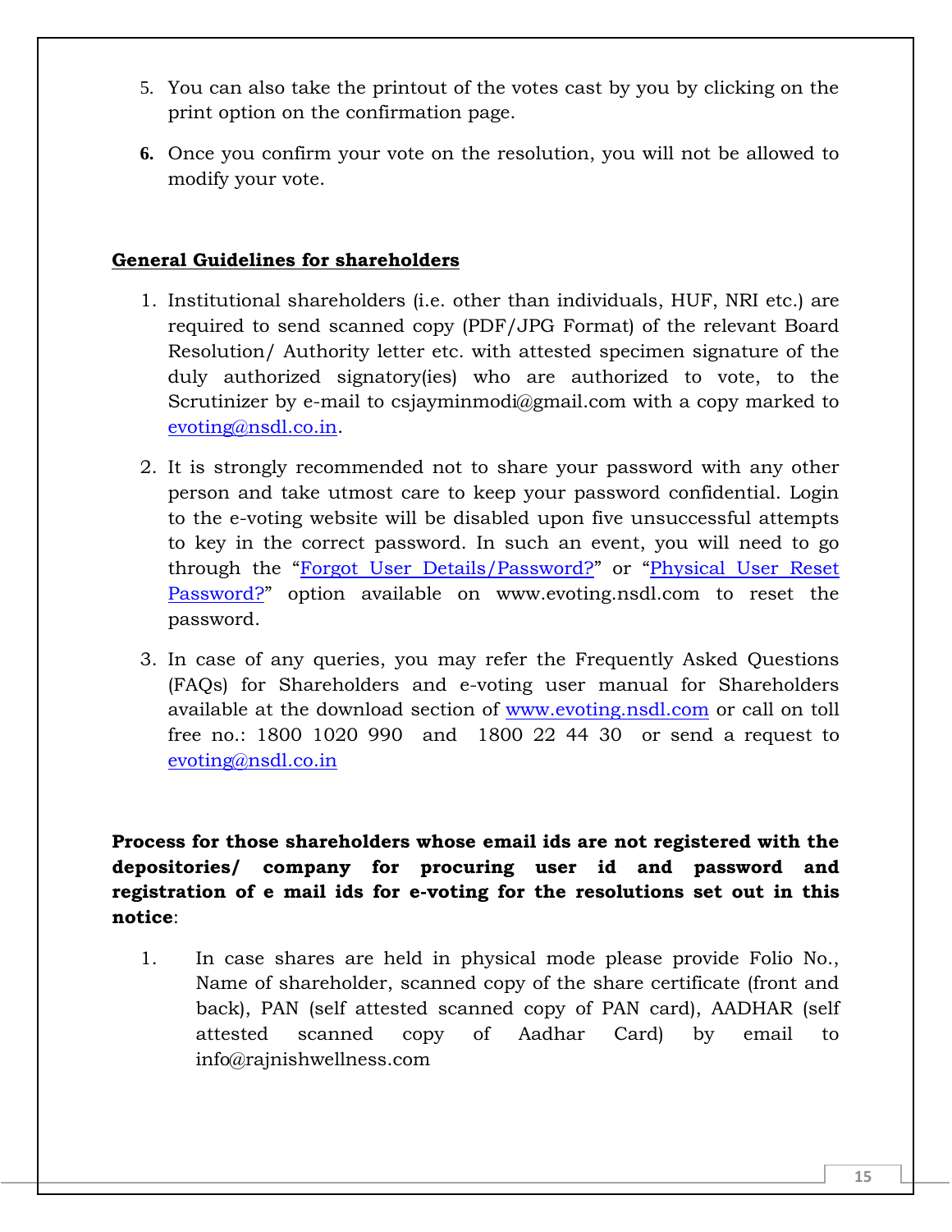5. You can also take the printout of the votes cast by you by clicking on the print option on the confirmation page.

6. Once you confirm your vote on the resolution, you will not be allowed to modify your vote.

**General Guidelines for shareholders**

1. Institutional shareholders (i.e. other than individuals, HUF, NRI etc.) are required to send scanned copy (PDF/JPG Format) of the relevant Board Resolution/ Authority letter etc. with attested specimen signature of the duly authorized signatory(ies) who are authorized to vote, to the Scrutinizer by e-mail to csjayminmodi@gmail.com with a copy marked to evoting@nsdl.co.in.

2. It is strongly recommended not to share your password with any other person and take utmost care to keep your password confidential. Login to the e-voting website will be disabled upon five unsuccessful attempts to key in the correct password. In such an event, you will need to go through the "Forgot User Details/Password?" or "Physical User Reset Password?" option available on www.evoting.nsdl.com to reset the password.

3. In case of any queries, you may refer the Frequently Asked Questions (FAQs) for Shareholders and e-voting user manual for Shareholders available at the download section of www.evoting.nsdl.com or call on toll free no.: 1800 1020 990 and 1800 22 44 30 or send a request to evoting@nsdl.co.in

**Process for those shareholders whose email ids are not registered with the depositories/ company for procuring user id and password and registration of e mail ids for e-voting for the resolutions set out in this notice**:

1. In case shares are held in physical mode please provide Folio No., Name of shareholder, scanned copy of the share certificate (front and back), PAN (self attested scanned copy of PAN card), AADHAR (self attested scanned copy of Aadhar Card) by email to info@rajnishwellness.com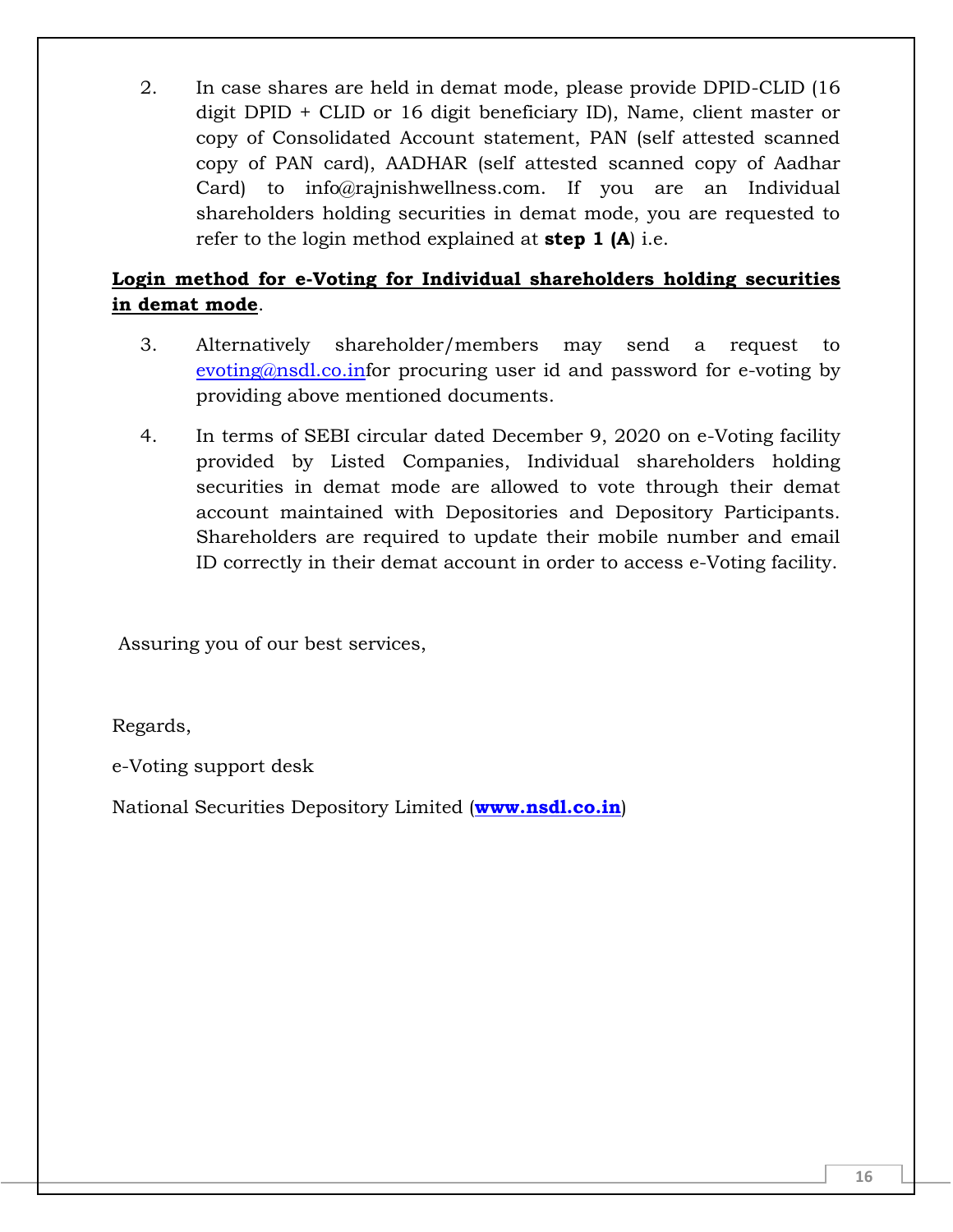2. In case shares are held in demat mode, please provide DPID-CLID (16 digit DPID + CLID or 16 digit beneficiary ID), Name, client master or copy of Consolidated Account statement, PAN (self attested scanned copy of PAN card), AADHAR (self attested scanned copy of Aadhar Card) to info@rajnishwellness.com. If you are an Individual shareholders holding securities in demat mode, you are requested to refer to the login method explained at **step 1 (A**) i.e.

**<u>Login method for e-Voting for Individual shareholders holding securities in demat mode</u>**.

3. Alternatively shareholder/members may send a request to evoting@nsdl.co.infor procuring user id and password for e-voting by providing above mentioned documents.

4. In terms of SEBI circular dated December 9, 2020 on e-Voting facility provided by Listed Companies, Individual shareholders holding securities in demat mode are allowed to vote through their demat account maintained with Depositories and Depository Participants. Shareholders are required to update their mobile number and email ID correctly in their demat account in order to access e-Voting facility.

Assuring you of our best services,

Regards,

e-Voting support desk

National Securities Depository Limited (**www.nsdl.co.in**)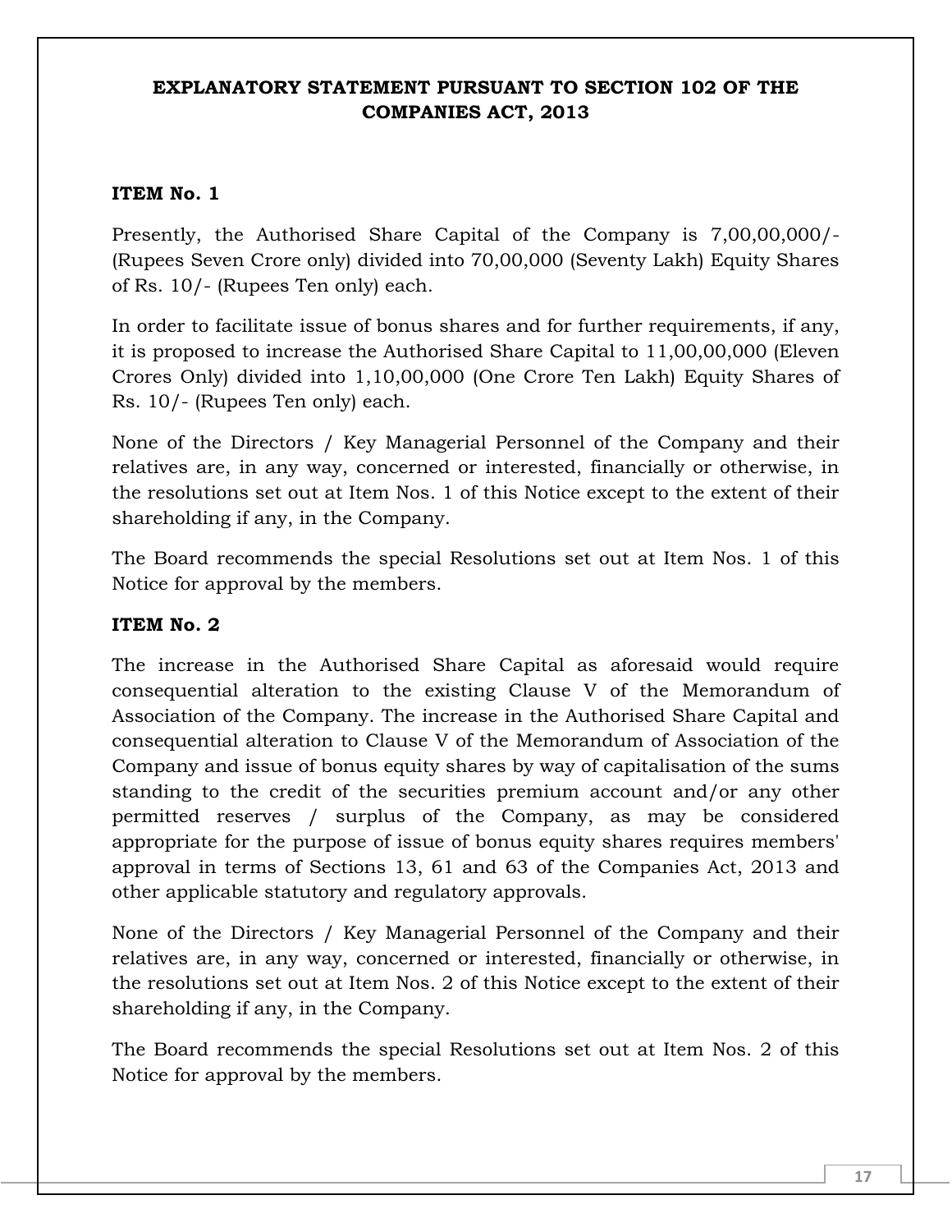# EXPLANATORY STATEMENT PURSUANT TO SECTION 102 OF THE COMPANIES ACT, 2013

### ITEM No. 1

Presently, the Authorised Share Capital of the Company is 7,00,00,000/- (Rupees Seven Crore only) divided into 70,00,000 (Seventy Lakh) Equity Shares of Rs. 10/- (Rupees Ten only) each.

In order to facilitate issue of bonus shares and for further requirements, if any, it is proposed to increase the Authorised Share Capital to 11,00,00,000 (Eleven Crores Only) divided into 1,10,00,000 (One Crore Ten Lakh) Equity Shares of Rs. 10/- (Rupees Ten only) each.

None of the Directors / Key Managerial Personnel of the Company and their relatives are, in any way, concerned or interested, financially or otherwise, in the resolutions set out at Item Nos. 1 of this Notice except to the extent of their shareholding if any, in the Company.

The Board recommends the special Resolutions set out at Item Nos. 1 of this Notice for approval by the members.

### ITEM No. 2

The increase in the Authorised Share Capital as aforesaid would require consequential alteration to the existing Clause V of the Memorandum of Association of the Company. The increase in the Authorised Share Capital and consequential alteration to Clause V of the Memorandum of Association of the Company and issue of bonus equity shares by way of capitalisation of the sums standing to the credit of the securities premium account and/or any other permitted reserves / surplus of the Company, as may be considered appropriate for the purpose of issue of bonus equity shares requires members' approval in terms of Sections 13, 61 and 63 of the Companies Act, 2013 and other applicable statutory and regulatory approvals.

None of the Directors / Key Managerial Personnel of the Company and their relatives are, in any way, concerned or interested, financially or otherwise, in the resolutions set out at Item Nos. 2 of this Notice except to the extent of their shareholding if any, in the Company.

The Board recommends the special Resolutions set out at Item Nos. 2 of this Notice for approval by the members.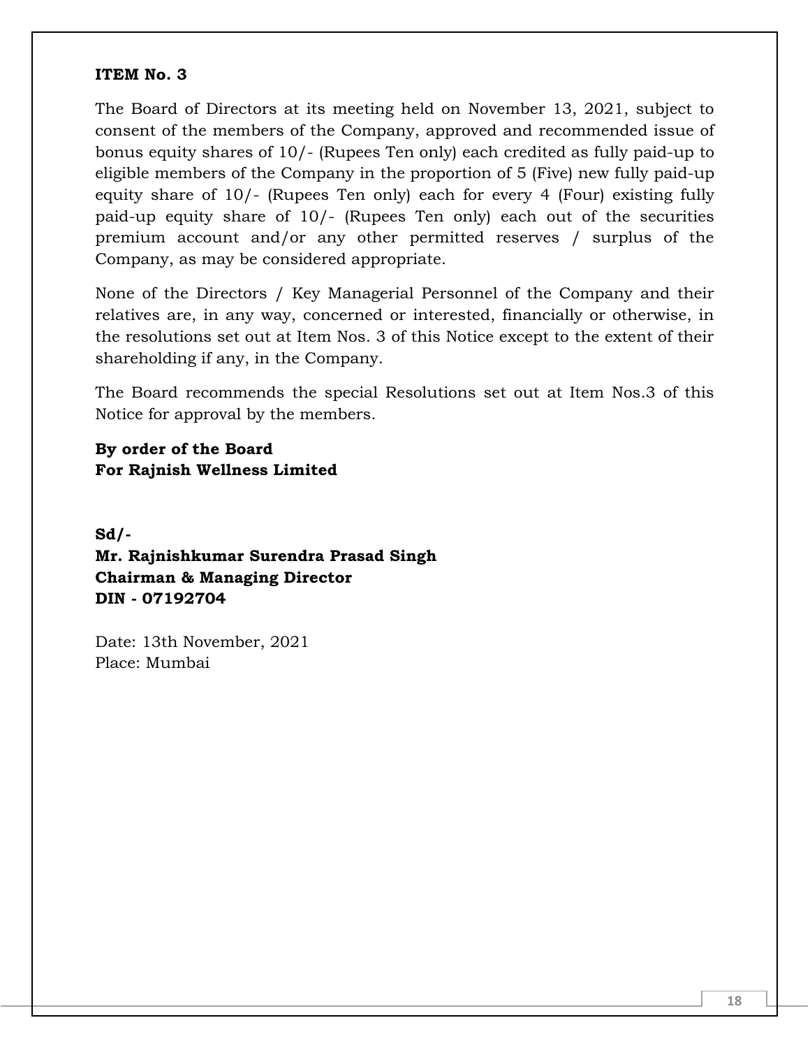**ITEM No. 3**

The Board of Directors at its meeting held on November 13, 2021, subject to consent of the members of the Company, approved and recommended issue of bonus equity shares of 10/- (Rupees Ten only) each credited as fully paid-up to eligible members of the Company in the proportion of 5 (Five) new fully paid-up equity share of 10/- (Rupees Ten only) each for every 4 (Four) existing fully paid-up equity share of 10/- (Rupees Ten only) each out of the securities premium account and/or any other permitted reserves / surplus of the Company, as may be considered appropriate.

None of the Directors / Key Managerial Personnel of the Company and their relatives are, in any way, concerned or interested, financially or otherwise, in the resolutions set out at Item Nos. 3 of this Notice except to the extent of their shareholding if any, in the Company.

The Board recommends the special Resolutions set out at Item Nos.3 of this Notice for approval by the members.

**By order of the Board**
**For Rajnish Wellness Limited**

**Sd/-**
**Mr. Rajnishkumar Surendra Prasad Singh**
**Chairman & Managing Director**
**DIN - 07192704**

Date: 13th November, 2021
Place: Mumbai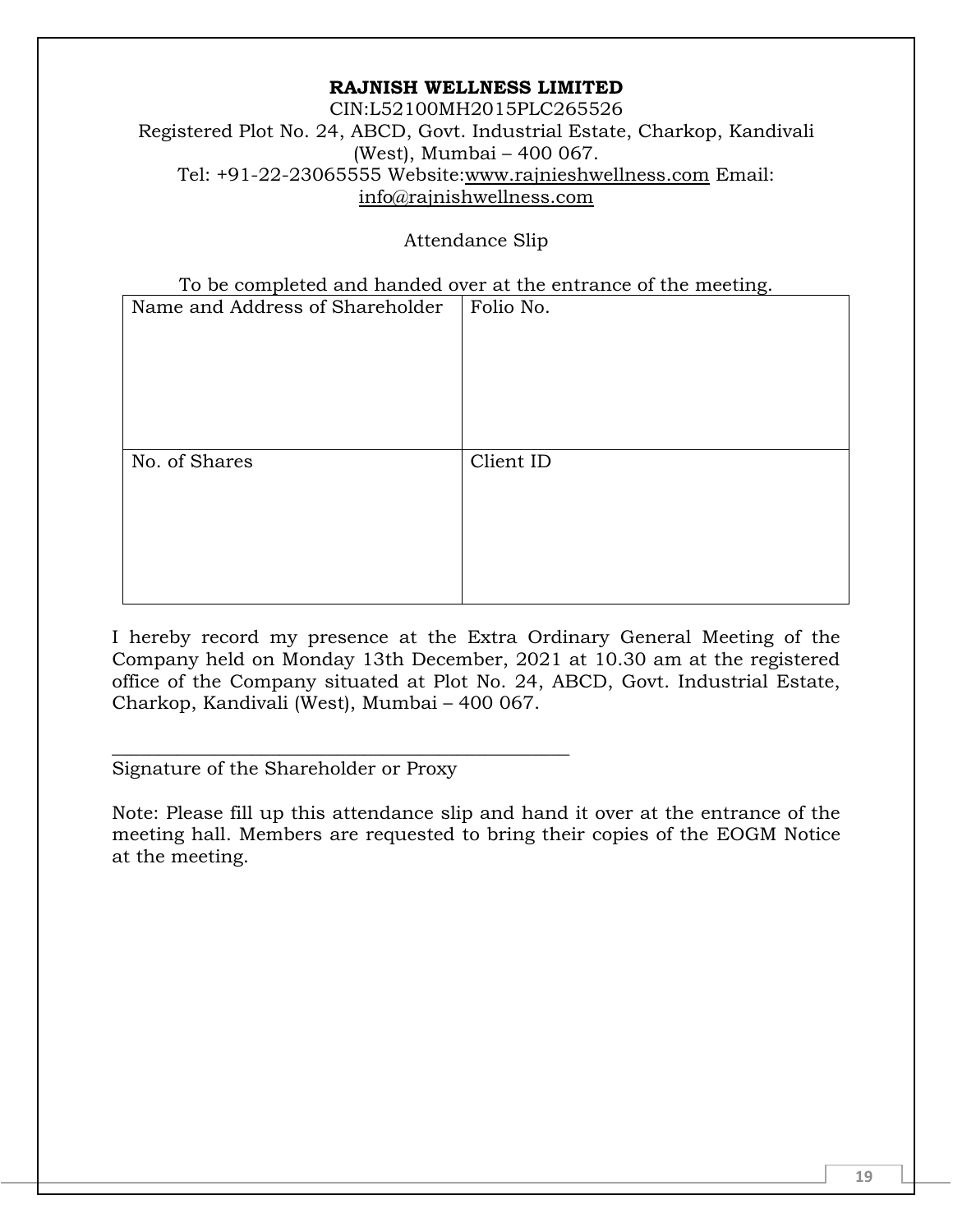**RAJNISH WELLNESS LIMITED**

CIN:L52100MH2015PLC265526

Registered Plot No. 24, ABCD, Govt. Industrial Estate, Charkop, Kandivali (West), Mumbai – 400 067.

Tel: +91-22-23065555 Website:www.rajnieshwellness.com Email: info@rajnishwellness.com

Attendance Slip

To be completed and handed over at the entrance of the meeting.

| Name and Address of Shareholder | Folio No. |
|---|---|
| No. of Shares | Client ID |

I hereby record my presence at the Extra Ordinary General Meeting of the Company held on Monday 13th December, 2021 at 10.30 am at the registered office of the Company situated at Plot No. 24, ABCD, Govt. Industrial Estate, Charkop, Kandivali (West), Mumbai – 400 067.

_______________________________________________

Signature of the Shareholder or Proxy

Note: Please fill up this attendance slip and hand it over at the entrance of the meeting hall. Members are requested to bring their copies of the EOGM Notice at the meeting.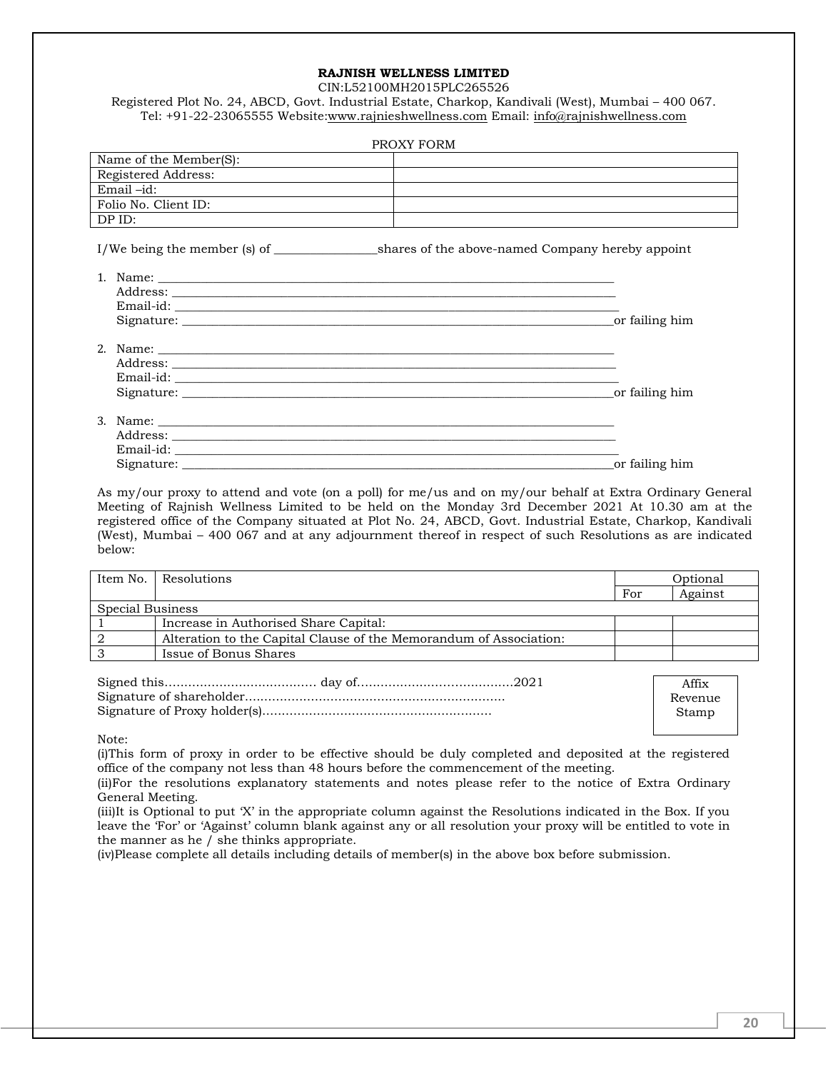**RAJNISH WELLNESS LIMITED**

CIN:L52100MH2015PLC265526

Registered Plot No. 24, ABCD, Govt. Industrial Estate, Charkop, Kandivali (West), Mumbai – 400 067.

Tel: +91-22-23065555 Website:www.rajnieshwellness.com Email: info@rajnishwellness.com

PROXY FORM

| Name of the Member(S): | |
|---|---|
| Registered Address: | |
| Email –id: | |
| Folio No. Client ID: | |
| DP ID: | |

I/We being the member (s) of ________________shares of the above-named Company hereby appoint

1. Name: ____________________________________________________________________
   Address: __________________________________________________________________
   Email-id: __________________________________________________________________
   Signature: _________________________________________________________________or failing him

2. Name: ____________________________________________________________________
   Address: __________________________________________________________________
   Email-id: __________________________________________________________________
   Signature: _________________________________________________________________or failing him

3. Name: ____________________________________________________________________
   Address: __________________________________________________________________
   Email-id: __________________________________________________________________
   Signature: _________________________________________________________________or failing him

As my/our proxy to attend and vote (on a poll) for me/us and on my/our behalf at Extra Ordinary General Meeting of Rajnish Wellness Limited to be held on the Monday 3rd December 2021 At 10.30 am at the registered office of the Company situated at Plot No. 24, ABCD, Govt. Industrial Estate, Charkop, Kandivali (West), Mumbai – 400 067 and at any adjournment thereof in respect of such Resolutions as are indicated below:

| Item No. | Resolutions | Optional | |
|---|---|---|---|
| | | For | Against |
| Special Business | | | |
| 1 | Increase in Authorised Share Capital: | | |
| 2 | Alteration to the Capital Clause of the Memorandum of Association: | | |
| 3 | Issue of Bonus Shares | | |

Signed this………………………………… day of…………………………………2021

Signature of shareholder…………………………………………………………

Signature of Proxy holder(s)…………………………………………………

Affix Revenue Stamp

Note:

(i)This form of proxy in order to be effective should be duly completed and deposited at the registered office of the company not less than 48 hours before the commencement of the meeting.

(ii)For the resolutions explanatory statements and notes please refer to the notice of Extra Ordinary General Meeting.

(iii)It is Optional to put 'X' in the appropriate column against the Resolutions indicated in the Box. If you leave the 'For' or 'Against' column blank against any or all resolution your proxy will be entitled to vote in the manner as he / she thinks appropriate.

(iv)Please complete all details including details of member(s) in the above box before submission.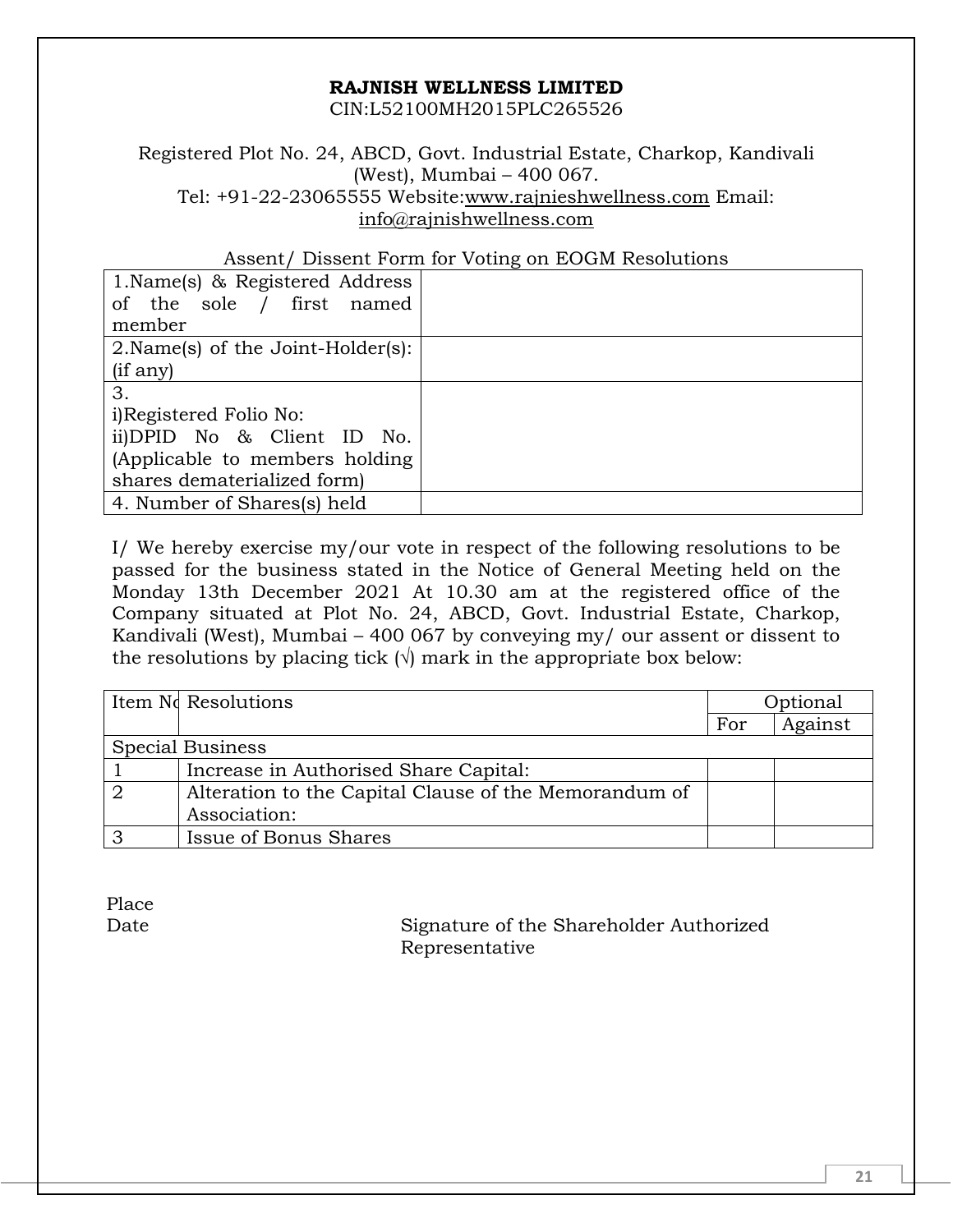**RAJNISH WELLNESS LIMITED**

CIN:L52100MH2015PLC265526

Registered Plot No. 24, ABCD, Govt. Industrial Estate, Charkop, Kandivali (West), Mumbai – 400 067.

Tel: +91-22-23065555 Website:www.rajnieshwellness.com Email: info@rajnishwellness.com

Assent/ Dissent Form for Voting on EOGM Resolutions

| 1.Name(s) & Registered Address of the sole / first named member | |
|---|---|
| 2.Name(s) of the Joint-Holder(s): (if any) | |
| 3.<br>i)Registered Folio No:<br>ii)DPID No & Client ID No. (Applicable to members holding shares dematerialized form) | |
| 4. Number of Shares(s) held | |

I/ We hereby exercise my/our vote in respect of the following resolutions to be passed for the business stated in the Notice of General Meeting held on the Monday 13th December 2021 At 10.30 am at the registered office of the Company situated at Plot No. 24, ABCD, Govt. Industrial Estate, Charkop, Kandivali (West), Mumbai – 400 067 by conveying my/ our assent or dissent to the resolutions by placing tick (√) mark in the appropriate box below:

| Item No | Resolutions | Optional | |
|---|---|---|---|
| | | For | Against |
| Special Business | | | |
| 1 | Increase in Authorised Share Capital: | | |
| 2 | Alteration to the Capital Clause of the Memorandum of Association: | | |
| 3 | Issue of Bonus Shares | | |

Place

Date

Signature of the Shareholder Authorized Representative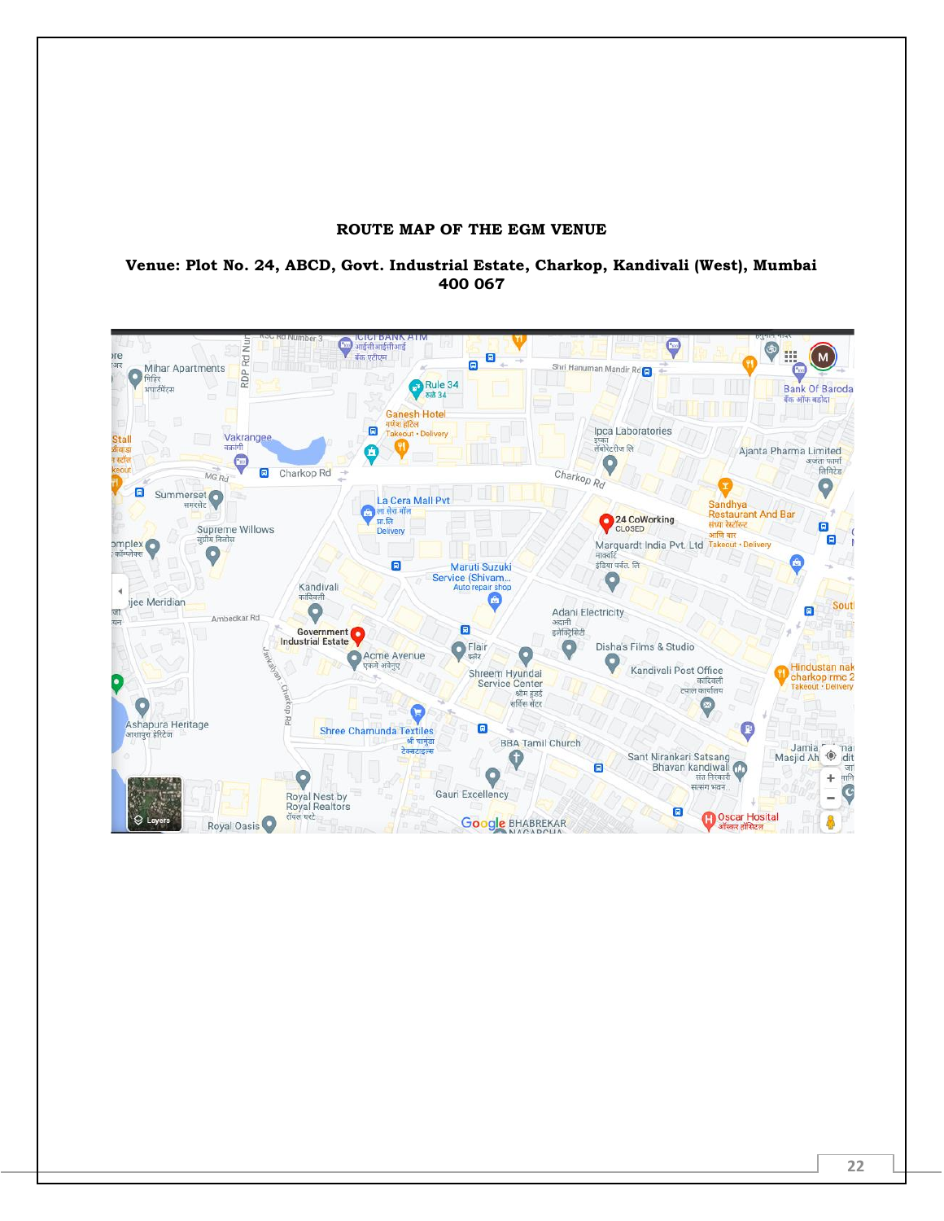**ROUTE MAP OF THE EGM VENUE**

**Venue: Plot No. 24, ABCD, Govt. Industrial Estate, Charkop, Kandivali (West), Mumbai 400 067**